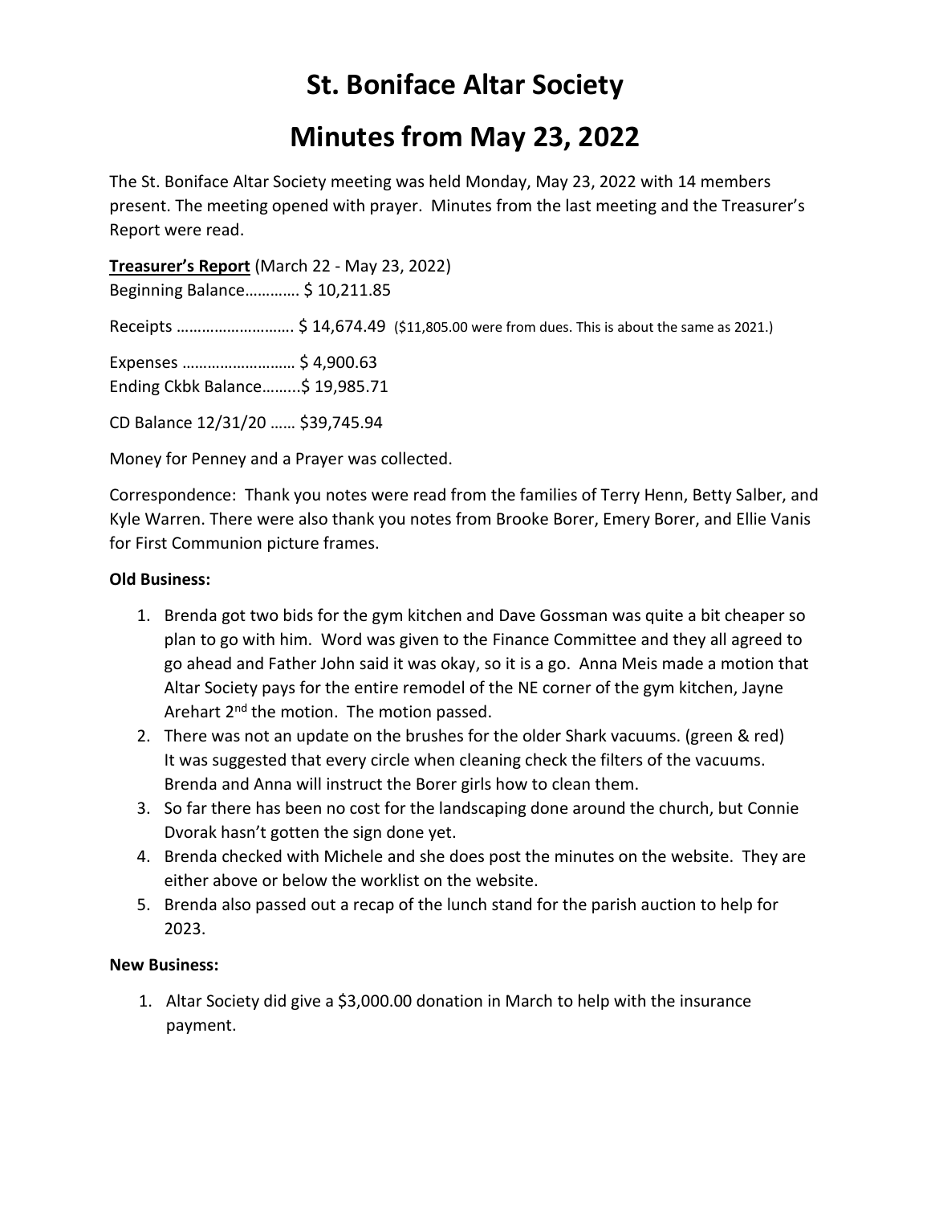# St. Boniface Altar Society

# Minutes from May 23, 2022

The St. Boniface Altar Society meeting was held Monday, May 23, 2022 with 14 members present. The meeting opened with prayer. Minutes from the last meeting and the Treasurer's Report were read.

**Treasurer's Report** (March 22 - May 23, 2022)
Beginning Balance………… $ 10,211.85

Receipts ……………………… $ 14,674.49 ($11,805.00 were from dues. This is about the same as 2021.)

Expenses ……………………… $ 4,900.63
Ending Ckbk Balance……...$ 19,985.71

CD Balance 12/31/20 …… $39,745.94

Money for Penney and a Prayer was collected.

Correspondence: Thank you notes were read from the families of Terry Henn, Betty Salber, and Kyle Warren. There were also thank you notes from Brooke Borer, Emery Borer, and Ellie Vanis for First Communion picture frames.

**Old Business:**

1. Brenda got two bids for the gym kitchen and Dave Gossman was quite a bit cheaper so plan to go with him. Word was given to the Finance Committee and they all agreed to go ahead and Father John said it was okay, so it is a go. Anna Meis made a motion that Altar Society pays for the entire remodel of the NE corner of the gym kitchen, Jayne Arehart 2nd the motion. The motion passed.
2. There was not an update on the brushes for the older Shark vacuums. (green & red) It was suggested that every circle when cleaning check the filters of the vacuums. Brenda and Anna will instruct the Borer girls how to clean them.
3. So far there has been no cost for the landscaping done around the church, but Connie Dvorak hasn't gotten the sign done yet.
4. Brenda checked with Michele and she does post the minutes on the website. They are either above or below the worklist on the website.
5. Brenda also passed out a recap of the lunch stand for the parish auction to help for 2023.

**New Business:**

1. Altar Society did give a $3,000.00 donation in March to help with the insurance payment.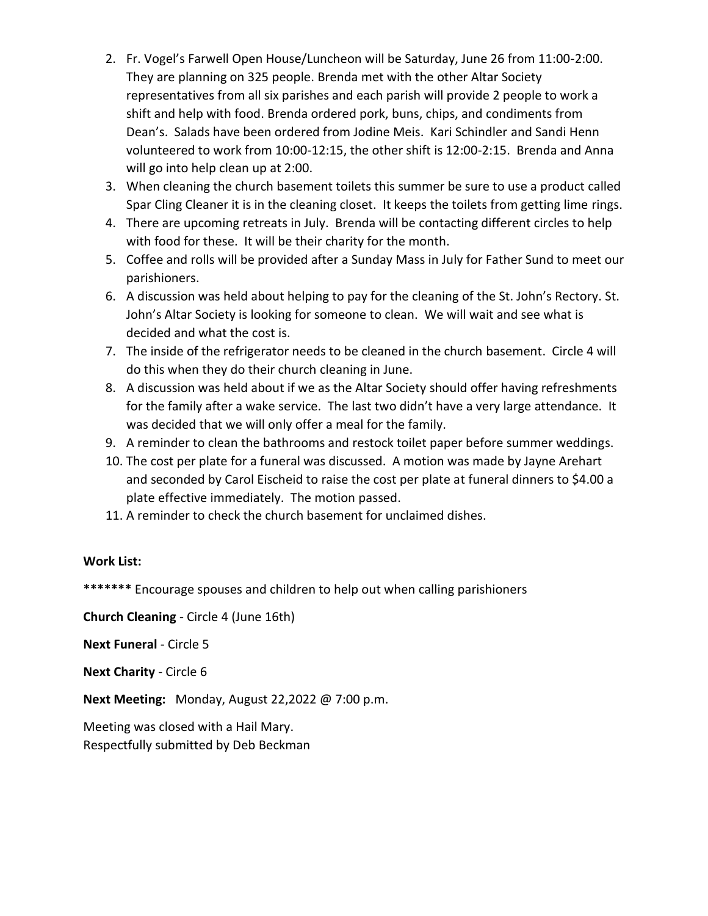2. Fr. Vogel's Farwell Open House/Luncheon will be Saturday, June 26 from 11:00-2:00. They are planning on 325 people. Brenda met with the other Altar Society representatives from all six parishes and each parish will provide 2 people to work a shift and help with food. Brenda ordered pork, buns, chips, and condiments from Dean's. Salads have been ordered from Jodine Meis. Kari Schindler and Sandi Henn volunteered to work from 10:00-12:15, the other shift is 12:00-2:15. Brenda and Anna will go into help clean up at 2:00.
3. When cleaning the church basement toilets this summer be sure to use a product called Spar Cling Cleaner it is in the cleaning closet. It keeps the toilets from getting lime rings.
4. There are upcoming retreats in July. Brenda will be contacting different circles to help with food for these. It will be their charity for the month.
5. Coffee and rolls will be provided after a Sunday Mass in July for Father Sund to meet our parishioners.
6. A discussion was held about helping to pay for the cleaning of the St. John's Rectory. St. John's Altar Society is looking for someone to clean. We will wait and see what is decided and what the cost is.
7. The inside of the refrigerator needs to be cleaned in the church basement. Circle 4 will do this when they do their church cleaning in June.
8. A discussion was held about if we as the Altar Society should offer having refreshments for the family after a wake service. The last two didn't have a very large attendance. It was decided that we will only offer a meal for the family.
9. A reminder to clean the bathrooms and restock toilet paper before summer weddings.
10. The cost per plate for a funeral was discussed. A motion was made by Jayne Arehart and seconded by Carol Eischeid to raise the cost per plate at funeral dinners to $4.00 a plate effective immediately. The motion passed.
11. A reminder to check the church basement for unclaimed dishes.

**Work List:**

**\*\*\*\*\*\*\*** Encourage spouses and children to help out when calling parishioners

**Church Cleaning** - Circle 4 (June 16th)

**Next Funeral** - Circle 5

**Next Charity** - Circle 6

**Next Meeting:** Monday, August 22,2022 @ 7:00 p.m.

Meeting was closed with a Hail Mary.
Respectfully submitted by Deb Beckman